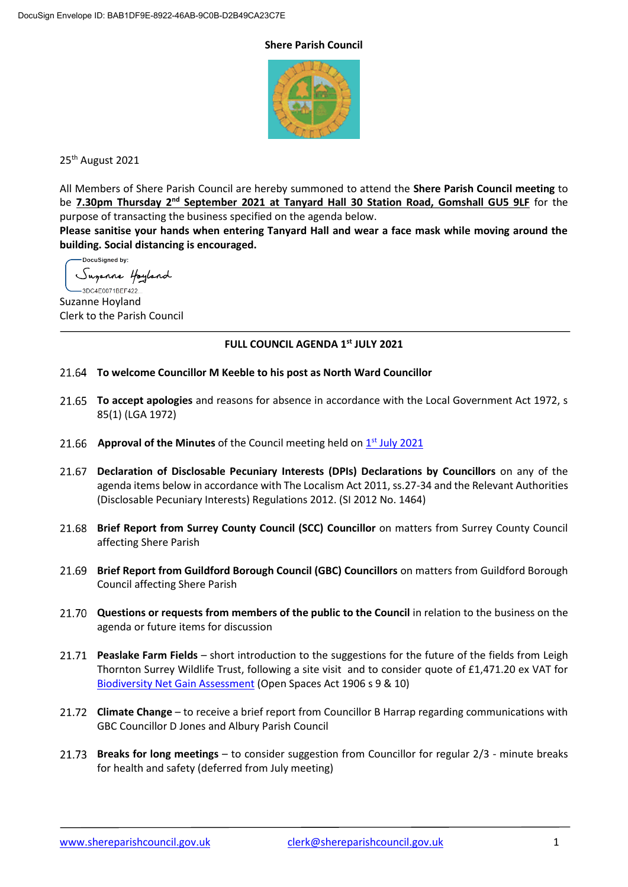DocuSign Envelope ID: BAB1DF9E-8922-46AB-9C0B-D2B49CA23C7E

# Shere Parish Council

25th August 2021

All Members of Shere Parish Council are hereby summoned to attend the **Shere Parish Council meeting** to be **7.30pm Thursday 2nd September 2021 at Tanyard Hall 30 Station Road, Gomshall GU5 9LF** for the purpose of transacting the business specified on the agenda below.

**Please sanitise your hands when entering Tanyard Hall and wear a face mask while moving around the building. Social distancing is encouraged.**

DocuSigned by:
Suzanne Hoyland
3DC4E0071BEF422...

Suzanne Hoyland
Clerk to the Parish Council

---

## FULL COUNCIL AGENDA 1st JULY 2021

21.64 **To welcome Councillor M Keeble to his post as North Ward Councillor**

21.65 **To accept apologies** and reasons for absence in accordance with the Local Government Act 1972, s 85(1) (LGA 1972)

21.66 **Approval of the Minutes** of the Council meeting held on 1st July 2021

21.67 **Declaration of Disclosable Pecuniary Interests (DPIs) Declarations by Councillors** on any of the agenda items below in accordance with The Localism Act 2011, ss.27-34 and the Relevant Authorities (Disclosable Pecuniary Interests) Regulations 2012. (SI 2012 No. 1464)

21.68 **Brief Report from Surrey County Council (SCC) Councillor** on matters from Surrey County Council affecting Shere Parish

21.69 **Brief Report from Guildford Borough Council (GBC) Councillors** on matters from Guildford Borough Council affecting Shere Parish

21.70 **Questions or requests from members of the public to the Council** in relation to the business on the agenda or future items for discussion

21.71 **Peaslake Farm Fields** – short introduction to the suggestions for the future of the fields from Leigh Thornton Surrey Wildlife Trust, following a site visit and to consider quote of £1,471.20 ex VAT for Biodiversity Net Gain Assessment (Open Spaces Act 1906 s 9 & 10)

21.72 **Climate Change** – to receive a brief report from Councillor B Harrap regarding communications with GBC Councillor D Jones and Albury Parish Council

21.73 **Breaks for long meetings** – to consider suggestion from Councillor for regular 2/3 - minute breaks for health and safety (deferred from July meeting)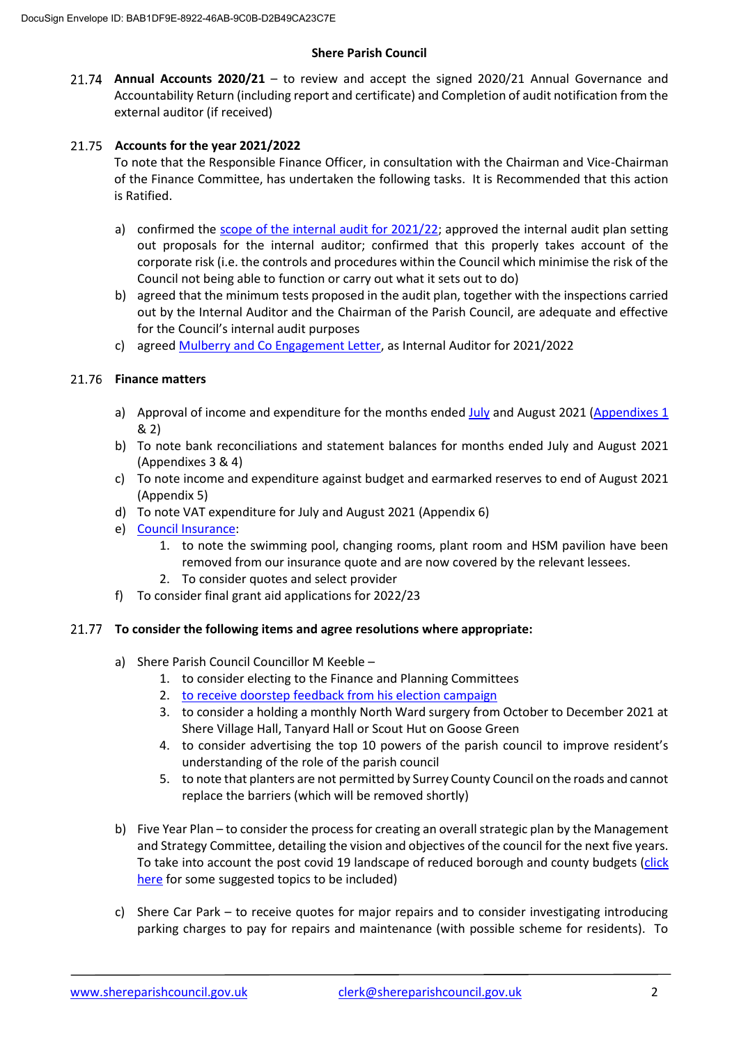**Shere Parish Council**

21.74 **Annual Accounts 2020/21** – to review and accept the signed 2020/21 Annual Governance and Accountability Return (including report and certificate) and Completion of audit notification from the external auditor (if received)

21.75 **Accounts for the year 2021/2022**

To note that the Responsible Finance Officer, in consultation with the Chairman and Vice-Chairman of the Finance Committee, has undertaken the following tasks. It is Recommended that this action is Ratified.

a) confirmed the scope of the internal audit for 2021/22; approved the internal audit plan setting out proposals for the internal auditor; confirmed that this properly takes account of the corporate risk (i.e. the controls and procedures within the Council which minimise the risk of the Council not being able to function or carry out what it sets out to do)

b) agreed that the minimum tests proposed in the audit plan, together with the inspections carried out by the Internal Auditor and the Chairman of the Parish Council, are adequate and effective for the Council's internal audit purposes

c) agreed Mulberry and Co Engagement Letter, as Internal Auditor for 2021/2022

21.76 **Finance matters**

a) Approval of income and expenditure for the months ended July and August 2021 (Appendixes 1 & 2)

b) To note bank reconciliations and statement balances for months ended July and August 2021 (Appendixes 3 & 4)

c) To note income and expenditure against budget and earmarked reserves to end of August 2021 (Appendix 5)

d) To note VAT expenditure for July and August 2021 (Appendix 6)

e) Council Insurance:
   1. to note the swimming pool, changing rooms, plant room and HSM pavilion have been removed from our insurance quote and are now covered by the relevant lessees.
   2. To consider quotes and select provider

f) To consider final grant aid applications for 2022/23

21.77 **To consider the following items and agree resolutions where appropriate:**

a) Shere Parish Council Councillor M Keeble –
   1. to consider electing to the Finance and Planning Committees
   2. to receive doorstep feedback from his election campaign
   3. to consider a holding a monthly North Ward surgery from October to December 2021 at Shere Village Hall, Tanyard Hall or Scout Hut on Goose Green
   4. to consider advertising the top 10 powers of the parish council to improve resident's understanding of the role of the parish council
   5. to note that planters are not permitted by Surrey County Council on the roads and cannot replace the barriers (which will be removed shortly)

b) Five Year Plan – to consider the process for creating an overall strategic plan by the Management and Strategy Committee, detailing the vision and objectives of the council for the next five years. To take into account the post covid 19 landscape of reduced borough and county budgets (click here for some suggested topics to be included)

c) Shere Car Park – to receive quotes for major repairs and to consider investigating introducing parking charges to pay for repairs and maintenance (with possible scheme for residents). To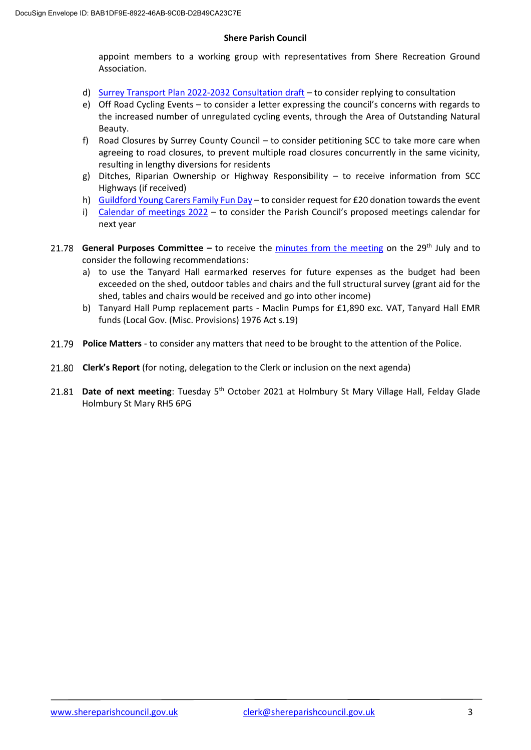appoint members to a working group with representatives from Shere Recreation Ground Association.

d) Surrey Transport Plan 2022-2032 Consultation draft – to consider replying to consultation
e) Off Road Cycling Events – to consider a letter expressing the council's concerns with regards to the increased number of unregulated cycling events, through the Area of Outstanding Natural Beauty.
f) Road Closures by Surrey County Council – to consider petitioning SCC to take more care when agreeing to road closures, to prevent multiple road closures concurrently in the same vicinity, resulting in lengthy diversions for residents
g) Ditches, Riparian Ownership or Highway Responsibility – to receive information from SCC Highways (if received)
h) Guildford Young Carers Family Fun Day – to consider request for £20 donation towards the event
i) Calendar of meetings 2022 – to consider the Parish Council's proposed meetings calendar for next year

21.78 **General Purposes Committee –** to receive the minutes from the meeting on the 29th July and to consider the following recommendations:

a) to use the Tanyard Hall earmarked reserves for future expenses as the budget had been exceeded on the shed, outdoor tables and chairs and the full structural survey (grant aid for the shed, tables and chairs would be received and go into other income)
b) Tanyard Hall Pump replacement parts - Maclin Pumps for £1,890 exc. VAT, Tanyard Hall EMR funds (Local Gov. (Misc. Provisions) 1976 Act s.19)

21.79 **Police Matters** - to consider any matters that need to be brought to the attention of the Police.

21.80 **Clerk's Report** (for noting, delegation to the Clerk or inclusion on the next agenda)

21.81 **Date of next meeting**: Tuesday 5th October 2021 at Holmbury St Mary Village Hall, Felday Glade Holmbury St Mary RH5 6PG